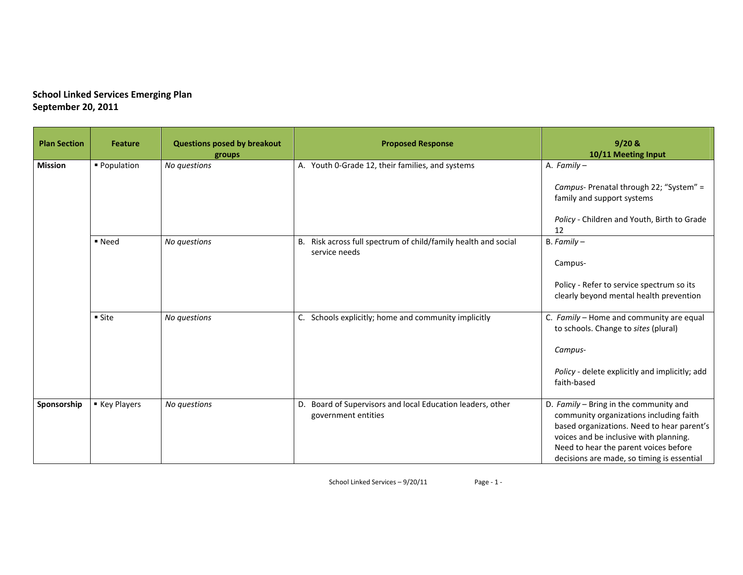**School Linked Services Emerging Plan**
**September 20, 2011**

| Plan Section | Feature | Questions posed by breakout groups | Proposed Response | 9/20 & 10/11 Meeting Input |
|---|---|---|---|---|
| **Mission** | ▪ Population | *No questions* | A. Youth 0-Grade 12, their families, and systems | A. *Family* – <br><br> *Campus*- Prenatal through 22; "System" = family and support systems <br><br> *Policy* - Children and Youth, Birth to Grade 12 |
| | ▪ Need | *No questions* | B. Risk across full spectrum of child/family health and social service needs | B. *Family* – <br><br> Campus- <br><br> Policy - Refer to service spectrum so its clearly beyond mental health prevention |
| | ▪ Site | *No questions* | C. Schools explicitly; home and community implicitly | C. *Family* – Home and community are equal to schools. Change to *sites* (plural) <br><br> *Campus*- <br><br> *Policy* - delete explicitly and implicitly; add faith-based |
| **Sponsorship** | ▪ Key Players | *No questions* | D. Board of Supervisors and local Education leaders, other government entities | D. *Family* – Bring in the community and community organizations including faith based organizations. Need to hear parent's voices and be inclusive with planning. Need to hear the parent voices before decisions are made, so timing is essential |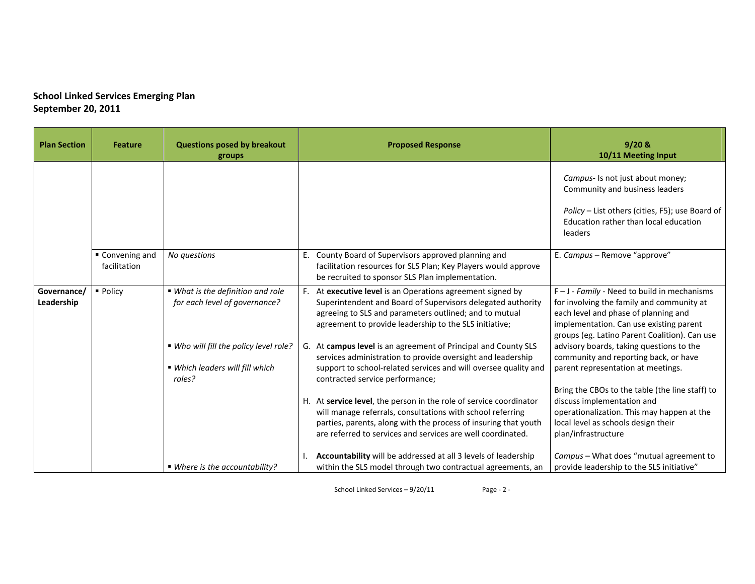**School Linked Services Emerging Plan**
**September 20, 2011**

| Plan Section | Feature | Questions posed by breakout groups | Proposed Response | 9/20 & 10/11 Meeting Input |
|---|---|---|---|---|
| | | | | *Campus*- Is not just about money; Community and business leaders<br><br>*Policy* – List others (cities, F5); use Board of Education rather than local education leaders |
| | ▪ Convening and facilitation | *No questions* | E. County Board of Supervisors approved planning and facilitation resources for SLS Plan; Key Players would approve be recruited to sponsor SLS Plan implementation. | E. *Campus* – Remove "approve" |
| **Governance/ Leadership** | ▪ Policy | ▪ *What is the definition and role for each level of governance?*<br><br>▪ *Who will fill the policy level role?*<br><br>▪ *Which leaders will fill which roles?*<br><br>▪ *Where is the accountability?* | F. At **executive level** is an Operations agreement signed by Superintendent and Board of Supervisors delegated authority agreeing to SLS and parameters outlined; and to mutual agreement to provide leadership to the SLS initiative;<br><br>G. At **campus level** is an agreement of Principal and County SLS services administration to provide oversight and leadership support to school-related services and will oversee quality and contracted service performance;<br><br>H. At **service level**, the person in the role of service coordinator will manage referrals, consultations with school referring parties, parents, along with the process of insuring that youth are referred to services and services are well coordinated.<br><br>I. **Accountability** will be addressed at all 3 levels of leadership within the SLS model through two contractual agreements, an | F – J - *Family* - Need to build in mechanisms for involving the family and community at each level and phase of planning and implementation. Can use existing parent groups (eg. Latino Parent Coalition). Can use advisory boards, taking questions to the community and reporting back, or have parent representation at meetings.<br><br>Bring the CBOs to the table (the line staff) to discuss implementation and operationalization. This may happen at the local level as schools design their plan/infrastructure<br><br>*Campus* – What does "mutual agreement to provide leadership to the SLS initiative" |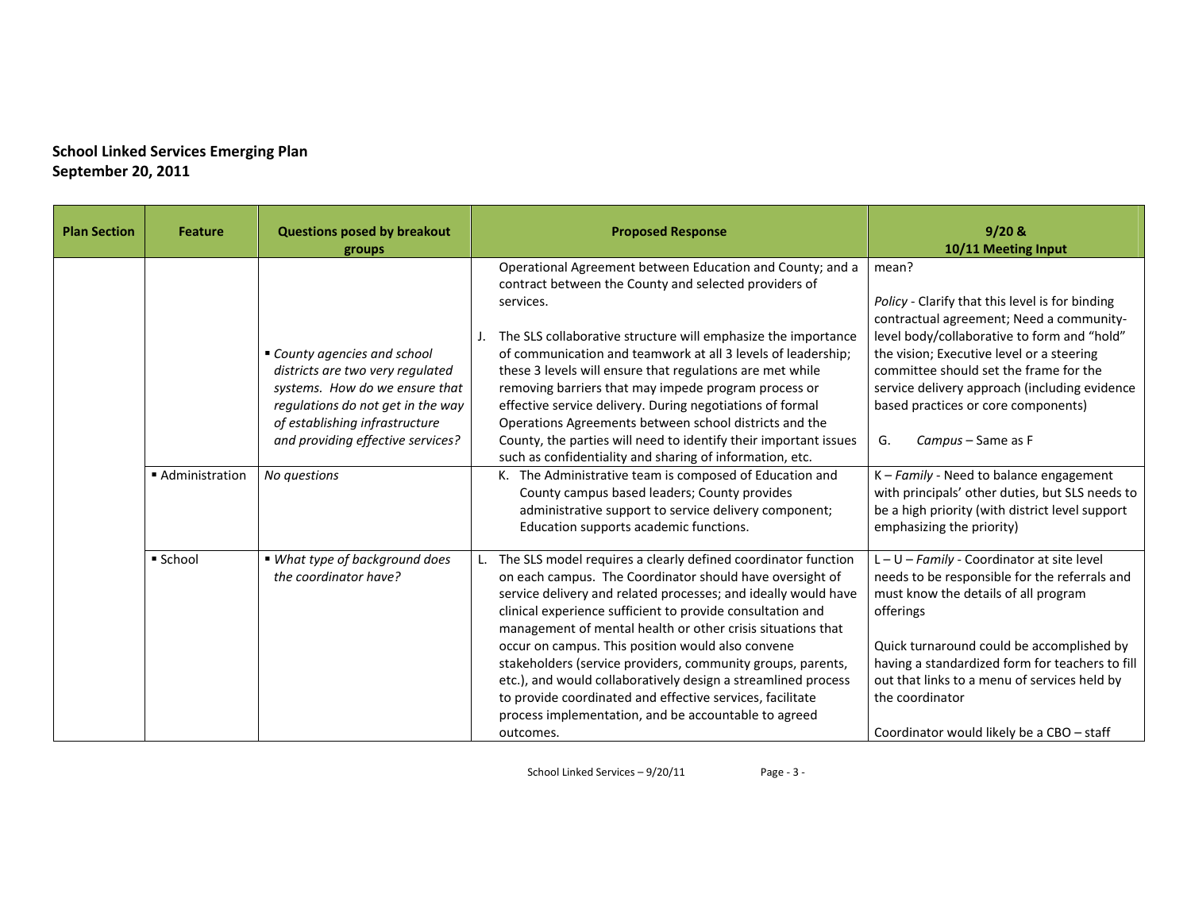**School Linked Services Emerging Plan**
**September 20, 2011**

| Plan Section | Feature | Questions posed by breakout groups | Proposed Response | 9/20 & 10/11 Meeting Input |
|---|---|---|---|---|
| | | ▪ *County agencies and school districts are two very regulated systems. How do we ensure that regulations do not get in the way of establishing infrastructure and providing effective services?* | Operational Agreement between Education and County; and a contract between the County and selected providers of services.<br><br>J. The SLS collaborative structure will emphasize the importance of communication and teamwork at all 3 levels of leadership; these 3 levels will ensure that regulations are met while removing barriers that may impede program process or effective service delivery. During negotiations of formal Operations Agreements between school districts and the County, the parties will need to identify their important issues such as confidentiality and sharing of information, etc. | mean?<br><br>*Policy* - Clarify that this level is for binding contractual agreement; Need a community-level body/collaborative to form and "hold" the vision; Executive level or a steering committee should set the frame for the service delivery approach (including evidence based practices or core components)<br><br>G. *Campus* – Same as F |
| | ▪ Administration | *No questions* | K. The Administrative team is composed of Education and County campus based leaders; County provides administrative support to service delivery component; Education supports academic functions. | K – *Family* - Need to balance engagement with principals' other duties, but SLS needs to be a high priority (with district level support emphasizing the priority) |
| | ▪ School | ▪ *What type of background does the coordinator have?* | L. The SLS model requires a clearly defined coordinator function on each campus. The Coordinator should have oversight of service delivery and related processes; and ideally would have clinical experience sufficient to provide consultation and management of mental health or other crisis situations that occur on campus. This position would also convene stakeholders (service providers, community groups, parents, etc.), and would collaboratively design a streamlined process to provide coordinated and effective services, facilitate process implementation, and be accountable to agreed outcomes. | L – U – *Family* - Coordinator at site level needs to be responsible for the referrals and must know the details of all program offerings<br><br>Quick turnaround could be accomplished by having a standardized form for teachers to fill out that links to a menu of services held by the coordinator<br><br>Coordinator would likely be a CBO – staff |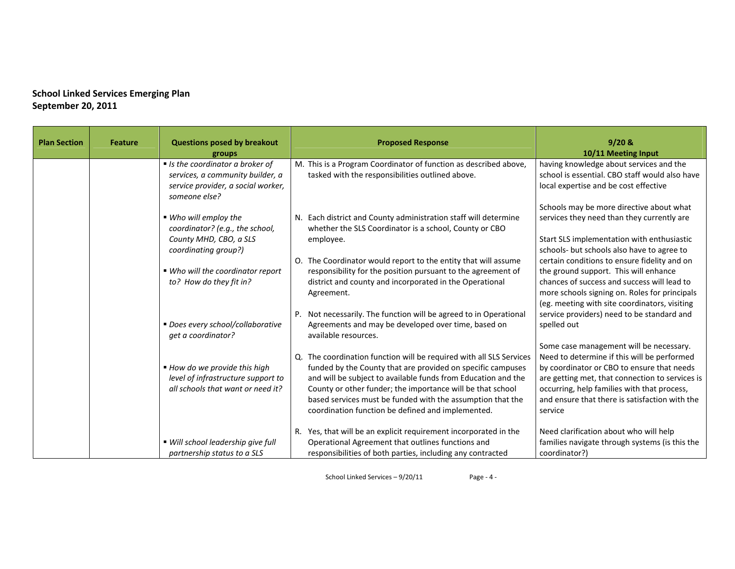**School Linked Services Emerging Plan**
**September 20, 2011**

| Plan Section | Feature | Questions posed by breakout groups | Proposed Response | 9/20 & 10/11 Meeting Input |
|---|---|---|---|---|
| | | ▪ *Is the coordinator a broker of services, a community builder, a service provider, a social worker, someone else?* | M. This is a Program Coordinator of function as described above, tasked with the responsibilities outlined above. | having knowledge about services and the school is essential. CBO staff would also have local expertise and be cost effective |
| | | ▪ *Who will employ the coordinator? (e.g., the school, County MHD, CBO, a SLS coordinating group?)* | N. Each district and County administration staff will determine whether the SLS Coordinator is a school, County or CBO employee. | Schools may be more directive about what services they need than they currently are |
| | | ▪ *Who will the coordinator report to? How do they fit in?* | O. The Coordinator would report to the entity that will assume responsibility for the position pursuant to the agreement of district and county and incorporated in the Operational Agreement. | Start SLS implementation with enthusiastic schools- but schools also have to agree to certain conditions to ensure fidelity and on the ground support. This will enhance chances of success and success will lead to more schools signing on. Roles for principals (eg. meeting with site coordinators, visiting service providers) need to be standard and spelled out |
| | | ▪ *Does every school/collaborative get a coordinator?* | P. Not necessarily. The function will be agreed to in Operational Agreements and may be developed over time, based on available resources. | |
| | | ▪ *How do we provide this high level of infrastructure support to all schools that want or need it?* | Q. The coordination function will be required with all SLS Services funded by the County that are provided on specific campuses and will be subject to available funds from Education and the County or other funder; the importance will be that school based services must be funded with the assumption that the coordination function be defined and implemented. | Some case management will be necessary. Need to determine if this will be performed by coordinator or CBO to ensure that needs are getting met, that connection to services is occurring, help families with that process, and ensure that there is satisfaction with the service |
| | | ▪ *Will school leadership give full partnership status to a SLS* | R. Yes, that will be an explicit requirement incorporated in the Operational Agreement that outlines functions and responsibilities of both parties, including any contracted | Need clarification about who will help families navigate through systems (is this the coordinator?) |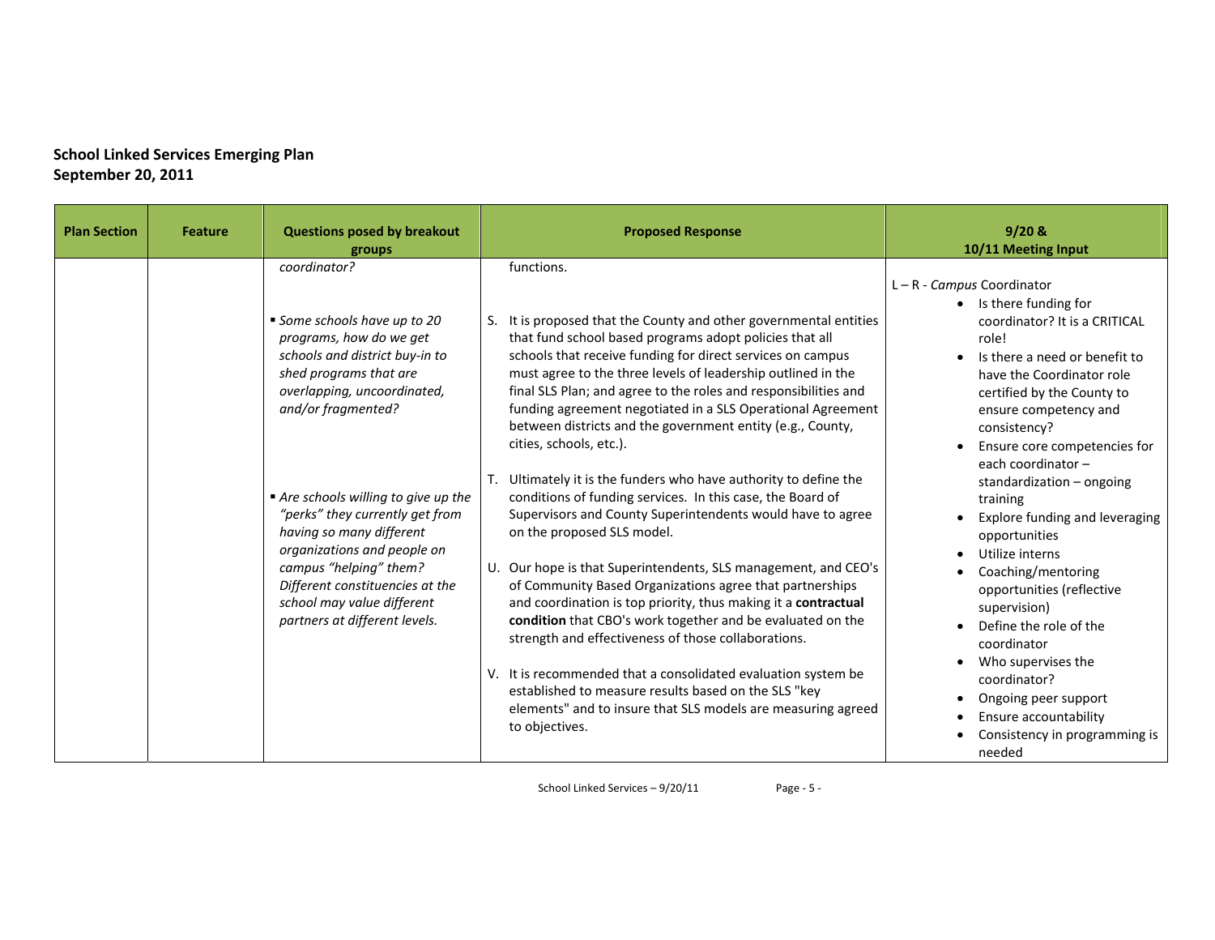**School Linked Services Emerging Plan**
**September 20, 2011**

| Plan Section | Feature | Questions posed by breakout groups | Proposed Response | 9/20 & 10/11 Meeting Input |
|---|---|---|---|---|
| | | *coordinator?* | functions. | L – R - *Campus* Coordinator<br>• Is there funding for coordinator? It is a CRITICAL role!<br>• Is there a need or benefit to have the Coordinator role certified by the County to ensure competency and consistency?<br>• Ensure core competencies for each coordinator – standardization – ongoing training<br>• Explore funding and leveraging opportunities<br>• Utilize interns<br>• Coaching/mentoring opportunities (reflective supervision)<br>• Define the role of the coordinator<br>• Who supervises the coordinator?<br>• Ongoing peer support<br>• Ensure accountability<br>• Consistency in programming is needed |
| | | ▪ *Some schools have up to 20 programs, how do we get schools and district buy-in to shed programs that are overlapping, uncoordinated, and/or fragmented?* | S. It is proposed that the County and other governmental entities that fund school based programs adopt policies that all schools that receive funding for direct services on campus must agree to the three levels of leadership outlined in the final SLS Plan; and agree to the roles and responsibilities and funding agreement negotiated in a SLS Operational Agreement between districts and the government entity (e.g., County, cities, schools, etc.). | |
| | | ▪ *Are schools willing to give up the "perks" they currently get from having so many different organizations and people on campus "helping" them? Different constituencies at the school may value different partners at different levels.* | T. Ultimately it is the funders who have authority to define the conditions of funding services. In this case, the Board of Supervisors and County Superintendents would have to agree on the proposed SLS model.<br><br>U. Our hope is that Superintendents, SLS management, and CEO's of Community Based Organizations agree that partnerships and coordination is top priority, thus making it a **contractual condition** that CBO's work together and be evaluated on the strength and effectiveness of those collaborations.<br><br>V. It is recommended that a consolidated evaluation system be established to measure results based on the SLS "key elements" and to insure that SLS models are measuring agreed to objectives. | |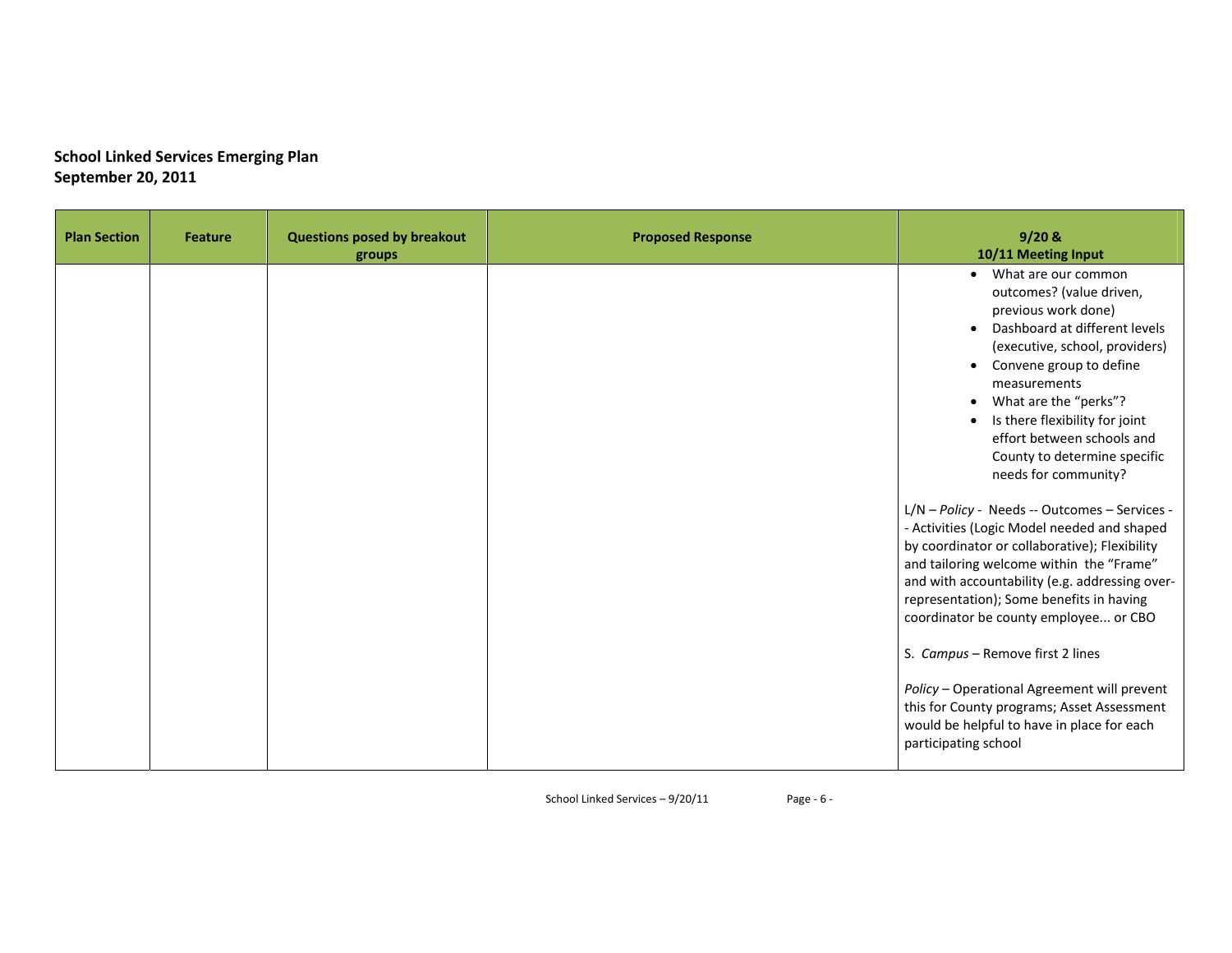**School Linked Services Emerging Plan**
**September 20, 2011**

| Plan Section | Feature | Questions posed by breakout groups | Proposed Response | 9/20 & 10/11 Meeting Input |
|---|---|---|---|---|
| | | | | • What are our common outcomes? (value driven, previous work done)<br>• Dashboard at different levels (executive, school, providers)<br>• Convene group to define measurements<br>• What are the "perks"?<br>• Is there flexibility for joint effort between schools and County to determine specific needs for community?<br><br>L/N – *Policy* - Needs -- Outcomes – Services -- Activities (Logic Model needed and shaped by coordinator or collaborative); Flexibility and tailoring welcome within the "Frame" and with accountability (e.g. addressing over-representation); Some benefits in having coordinator be county employee... or CBO<br><br>S. *Campus* – Remove first 2 lines<br><br>*Policy* – Operational Agreement will prevent this for County programs; Asset Assessment would be helpful to have in place for each participating school |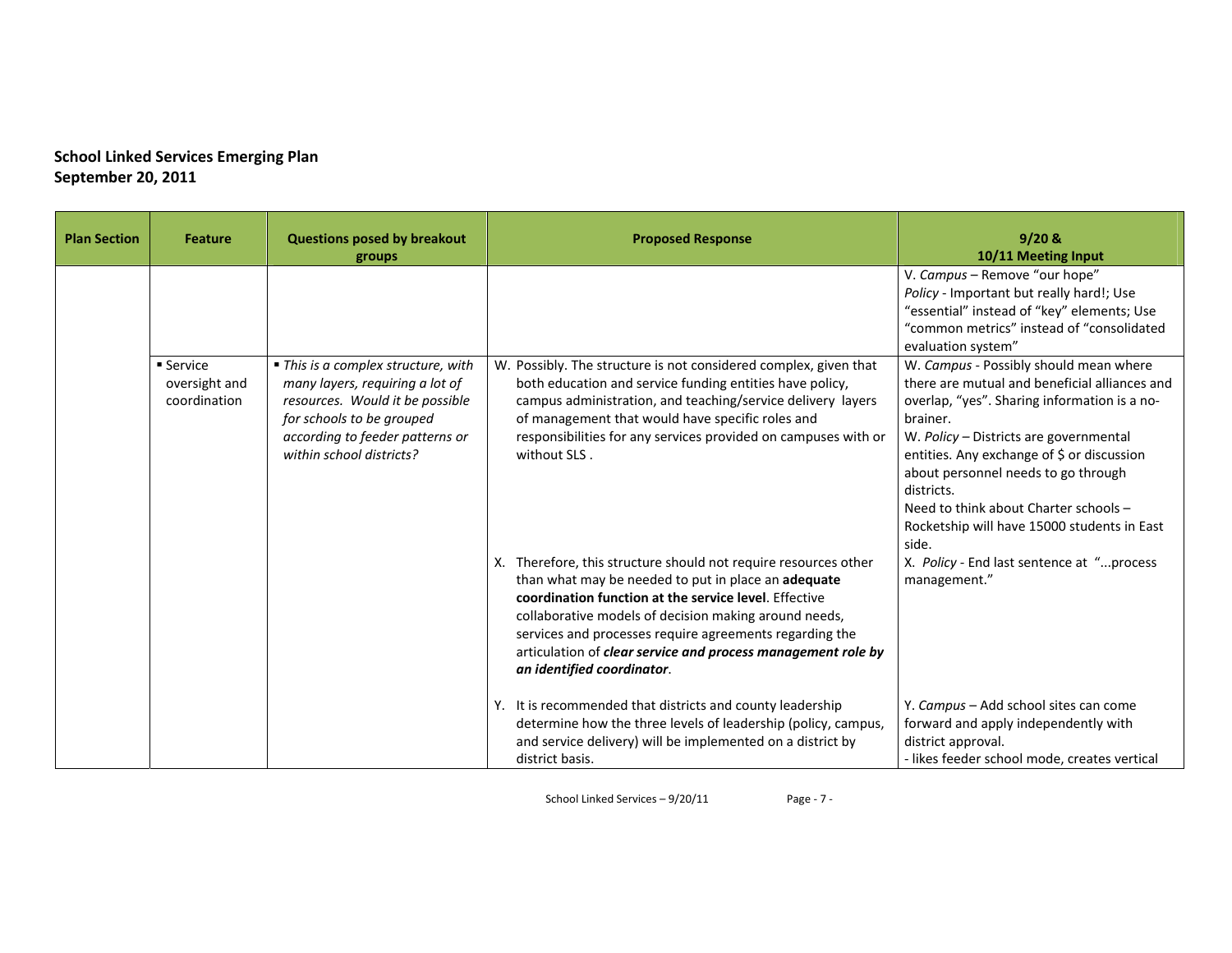**School Linked Services Emerging Plan**
**September 20, 2011**

| Plan Section | Feature | Questions posed by breakout groups | Proposed Response | 9/20 & 10/11 Meeting Input |
|---|---|---|---|---|
| | | | | V. *Campus* – Remove "our hope"<br>*Policy* - Important but really hard!; Use "essential" instead of "key" elements; Use "common metrics" instead of "consolidated evaluation system" |
| | ▪ Service oversight and coordination | ▪ *This is a complex structure, with many layers, requiring a lot of resources. Would it be possible for schools to be grouped according to feeder patterns or within school districts?* | W. Possibly. The structure is not considered complex, given that both education and service funding entities have policy, campus administration, and teaching/service delivery layers of management that would have specific roles and responsibilities for any services provided on campuses with or without SLS . | W. *Campus* - Possibly should mean where there are mutual and beneficial alliances and overlap, "yes". Sharing information is a no-brainer.<br>W. *Policy* – Districts are governmental entities. Any exchange of $ or discussion about personnel needs to go through districts.<br>Need to think about Charter schools – Rocketship will have 15000 students in East side. |
| | | | X. Therefore, this structure should not require resources other than what may be needed to put in place an **adequate coordination function at the service level**. Effective collaborative models of decision making around needs, services and processes require agreements regarding the articulation of ***clear service and process management role by an identified coordinator***. | X. *Policy* - End last sentence at "...process management." |
| | | | Y. It is recommended that districts and county leadership determine how the three levels of leadership (policy, campus, and service delivery) will be implemented on a district by district basis. | Y. *Campus* – Add school sites can come forward and apply independently with district approval.<br>- likes feeder school mode, creates vertical |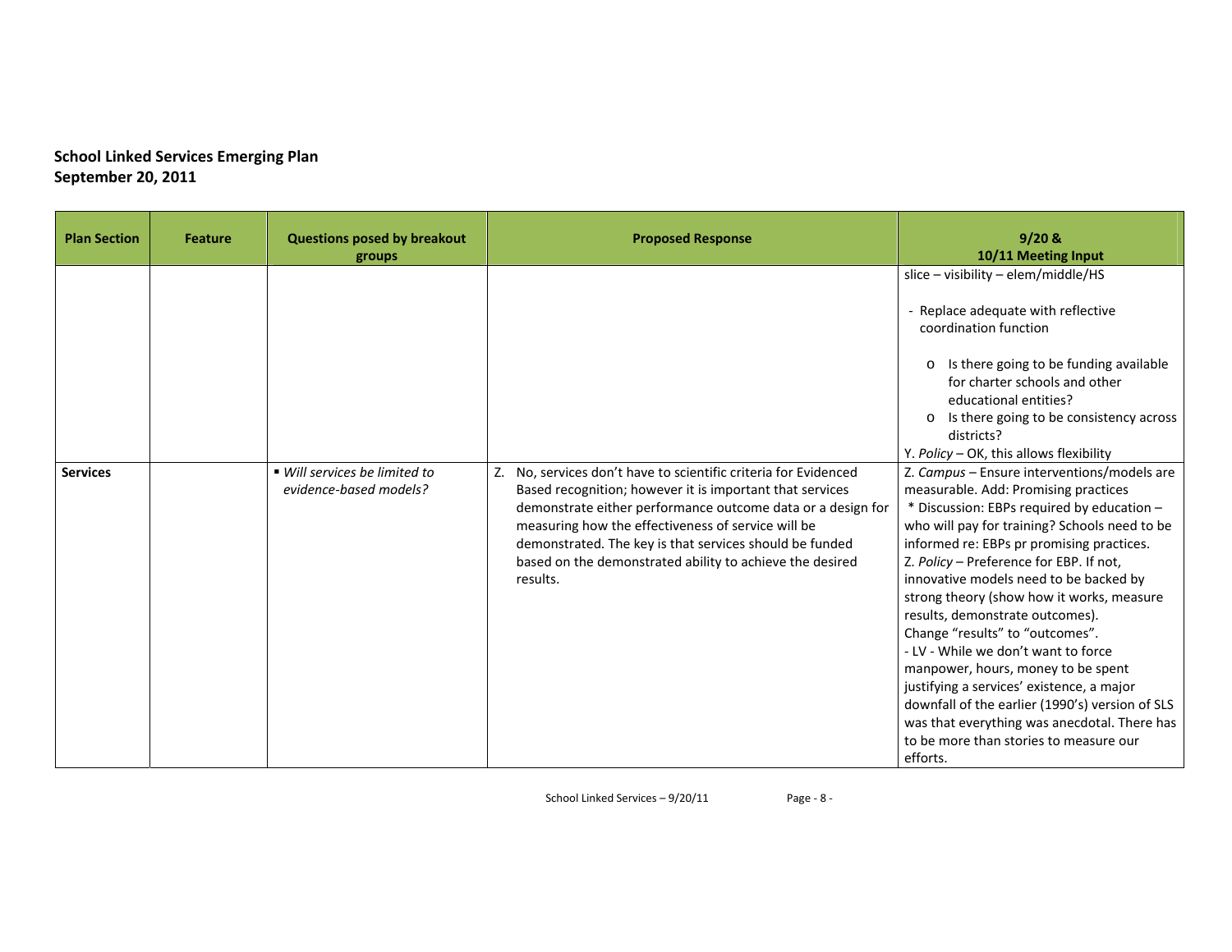**School Linked Services Emerging Plan**
**September 20, 2011**

| Plan Section | Feature | Questions posed by breakout groups | Proposed Response | 9/20 & 10/11 Meeting Input |
|---|---|---|---|---|
| | | | | slice – visibility – elem/middle/HS<br><br>- Replace adequate with reflective coordination function<br><br>o Is there going to be funding available for charter schools and other educational entities?<br>o Is there going to be consistency across districts?<br>Y. *Policy* – OK, this allows flexibility |
| **Services** | | ▪ *Will services be limited to evidence-based models?* | Z. No, services don't have to scientific criteria for Evidenced Based recognition; however it is important that services demonstrate either performance outcome data or a design for measuring how the effectiveness of service will be demonstrated. The key is that services should be funded based on the demonstrated ability to achieve the desired results. | Z. *Campus* – Ensure interventions/models are measurable. Add: Promising practices<br>* Discussion: EBPs required by education – who will pay for training? Schools need to be informed re: EBPs pr promising practices.<br>Z. *Policy* – Preference for EBP. If not, innovative models need to be backed by strong theory (show how it works, measure results, demonstrate outcomes).<br>Change "results" to "outcomes".<br>- LV - While we don't want to force manpower, hours, money to be spent justifying a services' existence, a major downfall of the earlier (1990's) version of SLS was that everything was anecdotal. There has to be more than stories to measure our efforts. |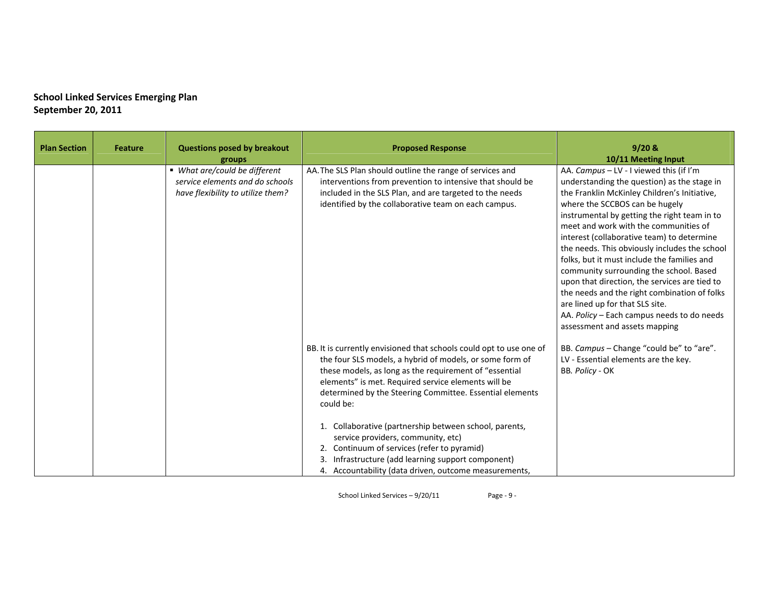**School Linked Services Emerging Plan**
**September 20, 2011**

| Plan Section | Feature | Questions posed by breakout groups | Proposed Response | 9/20 & 10/11 Meeting Input |
|---|---|---|---|---|
| | | ▪ *What are/could be different service elements and do schools have flexibility to utilize them?* | AA. The SLS Plan should outline the range of services and interventions from prevention to intensive that should be included in the SLS Plan, and are targeted to the needs identified by the collaborative team on each campus. | AA. *Campus* – LV - I viewed this (if I'm understanding the question) as the stage in the Franklin McKinley Children's Initiative, where the SCCBOS can be hugely instrumental by getting the right team in to meet and work with the communities of interest (collaborative team) to determine the needs. This obviously includes the school folks, but it must include the families and community surrounding the school. Based upon that direction, the services are tied to the needs and the right combination of folks are lined up for that SLS site.<br>AA. *Policy* – Each campus needs to do needs assessment and assets mapping |
| | | | BB. It is currently envisioned that schools could opt to use one of the four SLS models, a hybrid of models, or some form of these models, as long as the requirement of "essential elements" is met. Required service elements will be determined by the Steering Committee. Essential elements could be:<br><br>1. Collaborative (partnership between school, parents, service providers, community, etc)<br>2. Continuum of services (refer to pyramid)<br>3. Infrastructure (add learning support component)<br>4. Accountability (data driven, outcome measurements, | BB. *Campus* – Change "could be" to "are".<br>LV - Essential elements are the key.<br>BB. *Policy* - OK |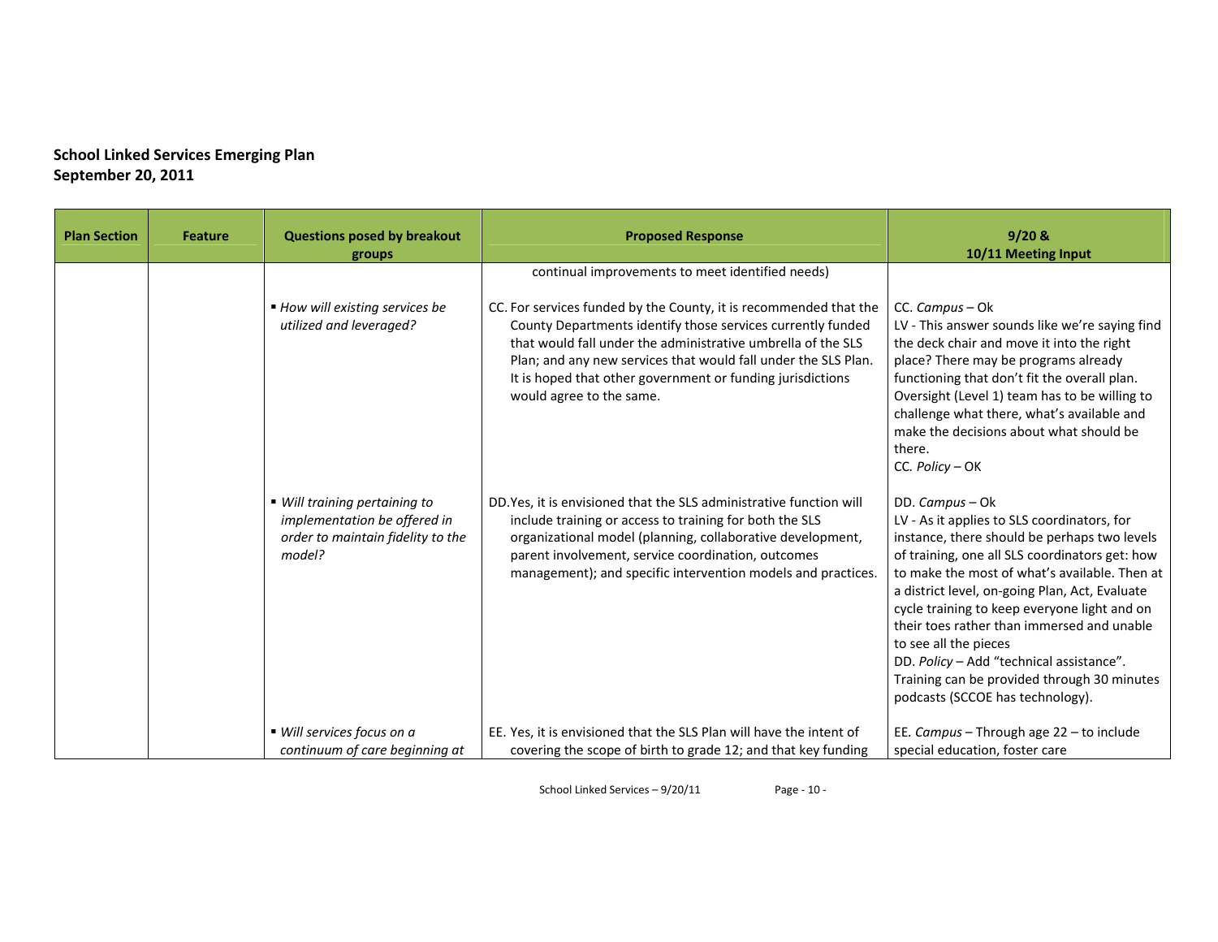**School Linked Services Emerging Plan**
**September 20, 2011**

| Plan Section | Feature | Questions posed by breakout groups | Proposed Response | 9/20 & 10/11 Meeting Input |
|---|---|---|---|---|
| | | | continual improvements to meet identified needs) | |
| | | ▪ *How will existing services be utilized and leveraged?* | CC. For services funded by the County, it is recommended that the County Departments identify those services currently funded that would fall under the administrative umbrella of the SLS Plan; and any new services that would fall under the SLS Plan. It is hoped that other government or funding jurisdictions would agree to the same. | CC. *Campus* – Ok<br>LV - This answer sounds like we're saying find the deck chair and move it into the right place? There may be programs already functioning that don't fit the overall plan. Oversight (Level 1) team has to be willing to challenge what there, what's available and make the decisions about what should be there.<br>CC. *Policy* – OK |
| | | ▪ *Will training pertaining to implementation be offered in order to maintain fidelity to the model?* | DD. Yes, it is envisioned that the SLS administrative function will include training or access to training for both the SLS organizational model (planning, collaborative development, parent involvement, service coordination, outcomes management); and specific intervention models and practices. | DD. *Campus* – Ok<br>LV - As it applies to SLS coordinators, for instance, there should be perhaps two levels of training, one all SLS coordinators get: how to make the most of what's available. Then at a district level, on-going Plan, Act, Evaluate cycle training to keep everyone light and on their toes rather than immersed and unable to see all the pieces<br>DD. *Policy* – Add "technical assistance". Training can be provided through 30 minutes podcasts (SCCOE has technology). |
| | | ▪ *Will services focus on a continuum of care beginning at* | EE. Yes, it is envisioned that the SLS Plan will have the intent of covering the scope of birth to grade 12; and that key funding | EE. *Campus* – Through age 22 – to include special education, foster care |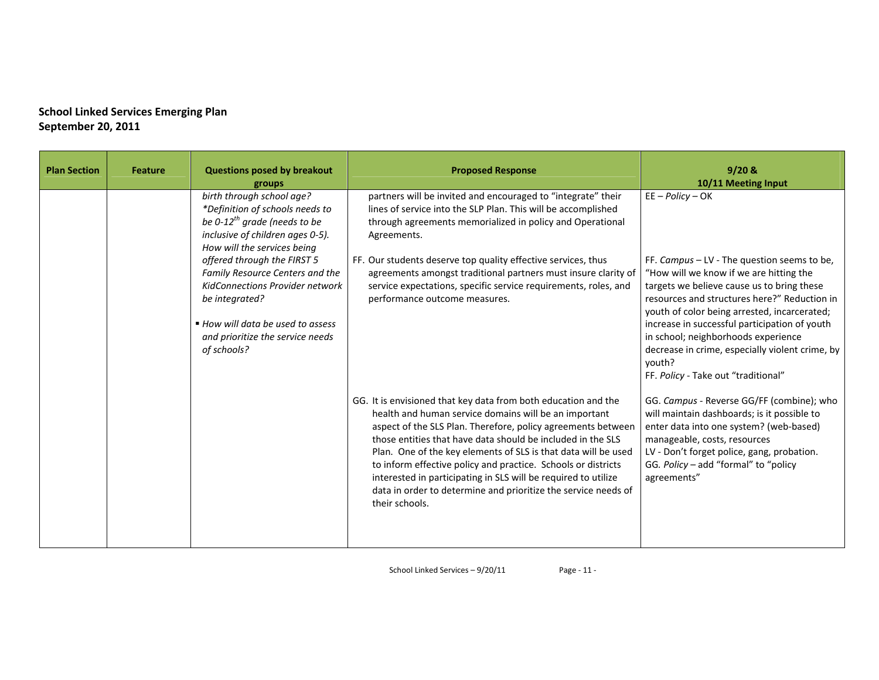**School Linked Services Emerging Plan**
**September 20, 2011**

| Plan Section | Feature | Questions posed by breakout groups | Proposed Response | 9/20 & 10/11 Meeting Input |
|---|---|---|---|---|
| | | *birth through school age?* *\*Definition of schools needs to be 0-12th grade (needs to be inclusive of children ages 0-5). How will the services being offered through the FIRST 5 Family Resource Centers and the KidConnections Provider network be integrated?* | partners will be invited and encouraged to "integrate" their lines of service into the SLP Plan. This will be accomplished through agreements memorialized in policy and Operational Agreements. | EE – *Policy* – OK |
| | | ▪ *How will data be used to assess and prioritize the service needs of schools?* | FF. Our students deserve top quality effective services, thus agreements amongst traditional partners must insure clarity of service expectations, specific service requirements, roles, and performance outcome measures. | FF. *Campus* – LV - The question seems to be, "How will we know if we are hitting the targets we believe cause us to bring these resources and structures here?" Reduction in youth of color being arrested, incarcerated; increase in successful participation of youth in school; neighborhoods experience decrease in crime, especially violent crime, by youth? FF. *Policy* - Take out "traditional" |
| | | | GG. It is envisioned that key data from both education and the health and human service domains will be an important aspect of the SLS Plan. Therefore, policy agreements between those entities that have data should be included in the SLS Plan. One of the key elements of SLS is that data will be used to inform effective policy and practice. Schools or districts interested in participating in SLS will be required to utilize data in order to determine and prioritize the service needs of their schools. | GG. *Campus* - Reverse GG/FF (combine); who will maintain dashboards; is it possible to enter data into one system? (web-based) manageable, costs, resources LV - Don't forget police, gang, probation. GG. *Policy* – add "formal" to "policy agreements" |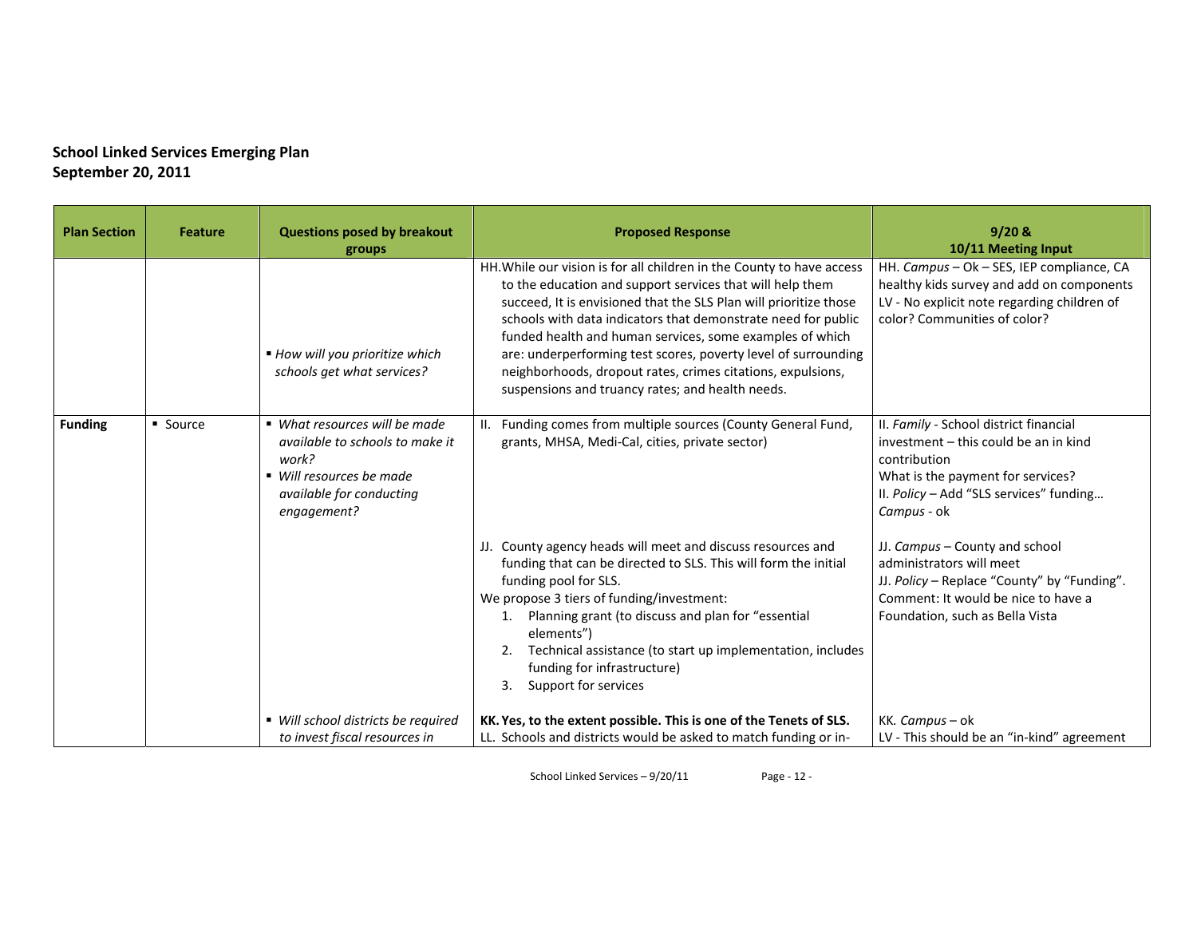**School Linked Services Emerging Plan**
**September 20, 2011**

| Plan Section | Feature | Questions posed by breakout groups | Proposed Response | 9/20 & 10/11 Meeting Input |
|---|---|---|---|---|
| | | ▪ *How will you prioritize which schools get what services?* | HH. While our vision is for all children in the County to have access to the education and support services that will help them succeed, It is envisioned that the SLS Plan will prioritize those schools with data indicators that demonstrate need for public funded health and human services, some examples of which are: underperforming test scores, poverty level of surrounding neighborhoods, dropout rates, crimes citations, expulsions, suspensions and truancy rates; and health needs. | HH. *Campus* – Ok – SES, IEP compliance, CA healthy kids survey and add on components<br>LV - No explicit note regarding children of color? Communities of color? |
| **Funding** | ▪ Source | ▪ *What resources will be made available to schools to make it work?*<br>▪ *Will resources be made available for conducting engagement?* | II. Funding comes from multiple sources (County General Fund, grants, MHSA, Medi-Cal, cities, private sector) | II. *Family* - School district financial investment – this could be an in kind contribution<br>What is the payment for services?<br>II. *Policy* – Add "SLS services" funding…<br>*Campus* - ok |
| | | | JJ. County agency heads will meet and discuss resources and funding that can be directed to SLS. This will form the initial funding pool for SLS.<br>We propose 3 tiers of funding/investment:<br>1. Planning grant (to discuss and plan for "essential elements")<br>2. Technical assistance (to start up implementation, includes funding for infrastructure)<br>3. Support for services | JJ. *Campus* – County and school administrators will meet<br>JJ. *Policy* – Replace "County" by "Funding". Comment: It would be nice to have a Foundation, such as Bella Vista |
| | | ▪ *Will school districts be required to invest fiscal resources in* | **KK. Yes, to the extent possible. This is one of the Tenets of SLS.**<br>LL. Schools and districts would be asked to match funding or in- | KK. *Campus* – ok<br>LV - This should be an "in-kind" agreement |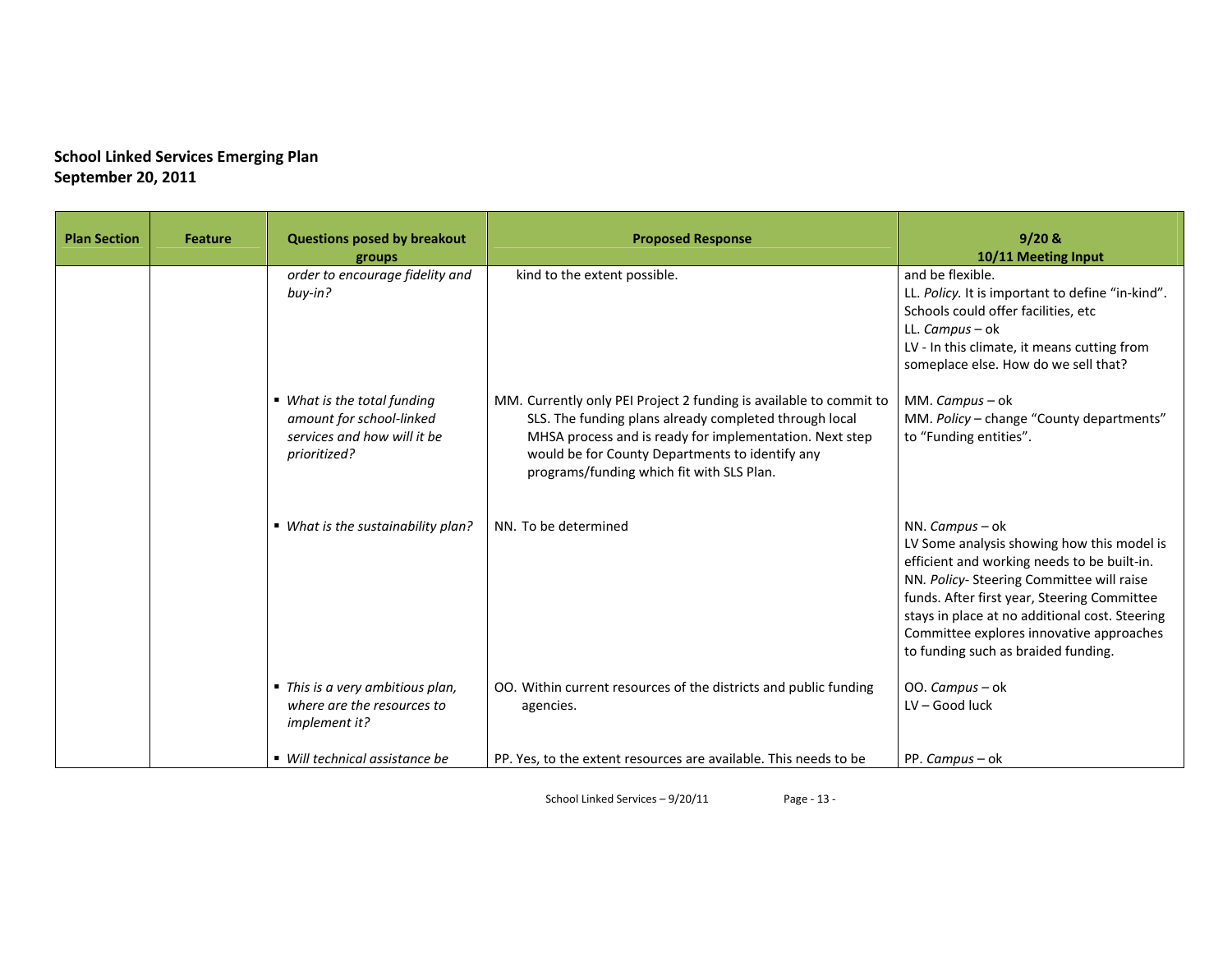**School Linked Services Emerging Plan**
**September 20, 2011**

| Plan Section | Feature | Questions posed by breakout groups | Proposed Response | 9/20 & 10/11 Meeting Input |
|---|---|---|---|---|
| | | *order to encourage fidelity and buy-in?* | kind to the extent possible. | and be flexible.<br>LL. *Policy.* It is important to define "in-kind". Schools could offer facilities, etc<br>LL. *Campus* – ok<br>LV - In this climate, it means cutting from someplace else. How do we sell that? |
| | | ▪ *What is the total funding amount for school-linked services and how will it be prioritized?* | MM. Currently only PEI Project 2 funding is available to commit to SLS. The funding plans already completed through local MHSA process and is ready for implementation. Next step would be for County Departments to identify any programs/funding which fit with SLS Plan. | MM. *Campus* – ok<br>MM. *Policy* – change "County departments" to "Funding entities". |
| | | ▪ *What is the sustainability plan?* | NN. To be determined | NN. *Campus* – ok<br>LV Some analysis showing how this model is efficient and working needs to be built-in.<br>NN. *Policy*- Steering Committee will raise funds. After first year, Steering Committee stays in place at no additional cost. Steering Committee explores innovative approaches to funding such as braided funding. |
| | | ▪ *This is a very ambitious plan, where are the resources to implement it?* | OO. Within current resources of the districts and public funding agencies. | OO. *Campus* – ok<br>LV – Good luck |
| | | ▪ *Will technical assistance be* | PP. Yes, to the extent resources are available. This needs to be | PP. *Campus* – ok |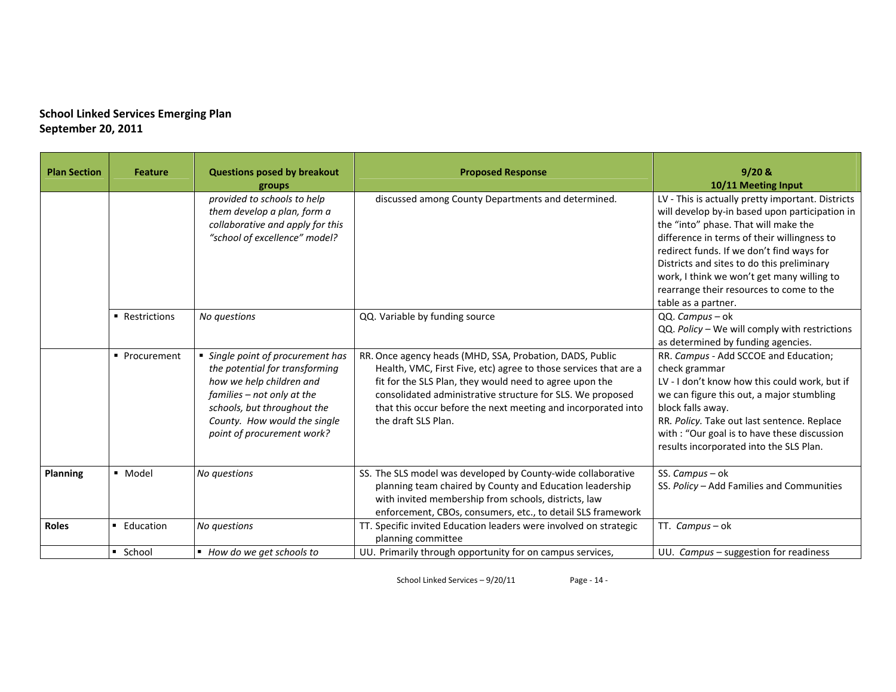**School Linked Services Emerging Plan**
**September 20, 2011**

| Plan Section | Feature | Questions posed by breakout groups | Proposed Response | 9/20 & 10/11 Meeting Input |
|---|---|---|---|---|
| | | *provided to schools to help them develop a plan, form a collaborative and apply for this "school of excellence" model?* | discussed among County Departments and determined. | LV - This is actually pretty important. Districts will develop by-in based upon participation in the "into" phase. That will make the difference in terms of their willingness to redirect funds. If we don't find ways for Districts and sites to do this preliminary work, I think we won't get many willing to rearrange their resources to come to the table as a partner. |
| | ▪ Restrictions | *No questions* | QQ. Variable by funding source | QQ. *Campus* – ok<br>QQ. *Policy* – We will comply with restrictions as determined by funding agencies. |
| | ▪ Procurement | ▪ *Single point of procurement has the potential for transforming how we help children and families – not only at the schools, but throughout the County. How would the single point of procurement work?* | RR. Once agency heads (MHD, SSA, Probation, DADS, Public Health, VMC, First Five, etc) agree to those services that are a fit for the SLS Plan, they would need to agree upon the consolidated administrative structure for SLS. We proposed that this occur before the next meeting and incorporated into the draft SLS Plan. | RR. *Campus* - Add SCCOE and Education; check grammar<br>LV - I don't know how this could work, but if we can figure this out, a major stumbling block falls away.<br>RR. *Policy.* Take out last sentence. Replace with : "Our goal is to have these discussion results incorporated into the SLS Plan. |
| **Planning** | ▪ Model | *No questions* | SS. The SLS model was developed by County-wide collaborative planning team chaired by County and Education leadership with invited membership from schools, districts, law enforcement, CBOs, consumers, etc., to detail SLS framework | SS. *Campus* – ok<br>SS. *Policy* – Add Families and Communities |
| **Roles** | ▪ Education | *No questions* | TT. Specific invited Education leaders were involved on strategic planning committee | TT. *Campus* – ok |
| | ▪ School | ▪ *How do we get schools to* | UU. Primarily through opportunity for on campus services, | UU. *Campus* – suggestion for readiness |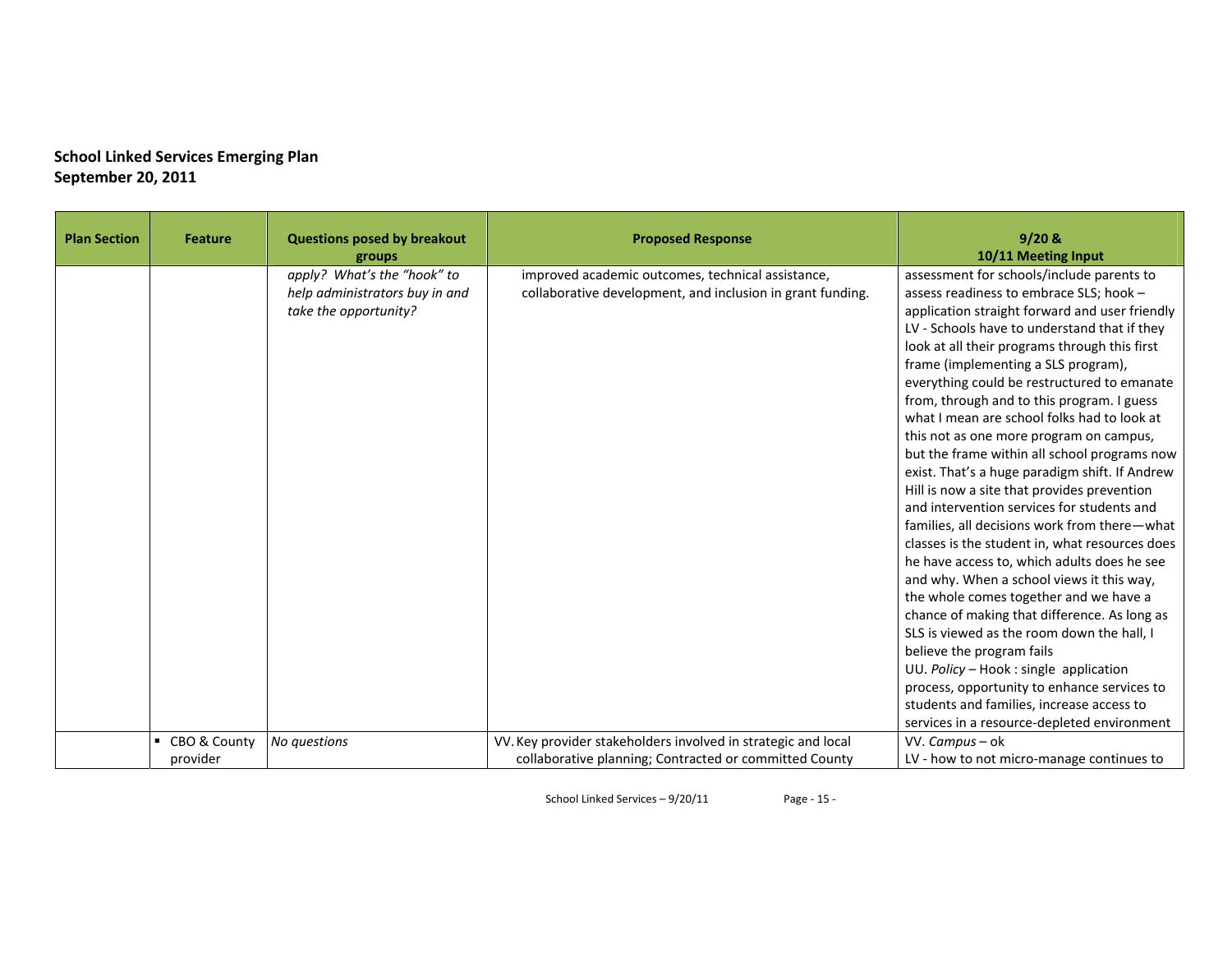**School Linked Services Emerging Plan**
**September 20, 2011**

| Plan Section | Feature | Questions posed by breakout groups | Proposed Response | 9/20 & 10/11 Meeting Input |
|---|---|---|---|---|
| | | *apply? What's the "hook" to help administrators buy in and take the opportunity?* | improved academic outcomes, technical assistance, collaborative development, and inclusion in grant funding. | assessment for schools/include parents to assess readiness to embrace SLS; hook – application straight forward and user friendly<br>LV - Schools have to understand that if they look at all their programs through this first frame (implementing a SLS program), everything could be restructured to emanate from, through and to this program. I guess what I mean are school folks had to look at this not as one more program on campus, but the frame within all school programs now exist. That's a huge paradigm shift. If Andrew Hill is now a site that provides prevention and intervention services for students and families, all decisions work from there—what classes is the student in, what resources does he have access to, which adults does he see and why. When a school views it this way, the whole comes together and we have a chance of making that difference. As long as SLS is viewed as the room down the hall, I believe the program fails<br>UU. *Policy* – Hook : single application process, opportunity to enhance services to students and families, increase access to services in a resource-depleted environment |
| | ▪ CBO & County provider | *No questions* | VV. Key provider stakeholders involved in strategic and local collaborative planning; Contracted or committed County | VV. *Campus* – ok<br>LV - how to not micro-manage continues to |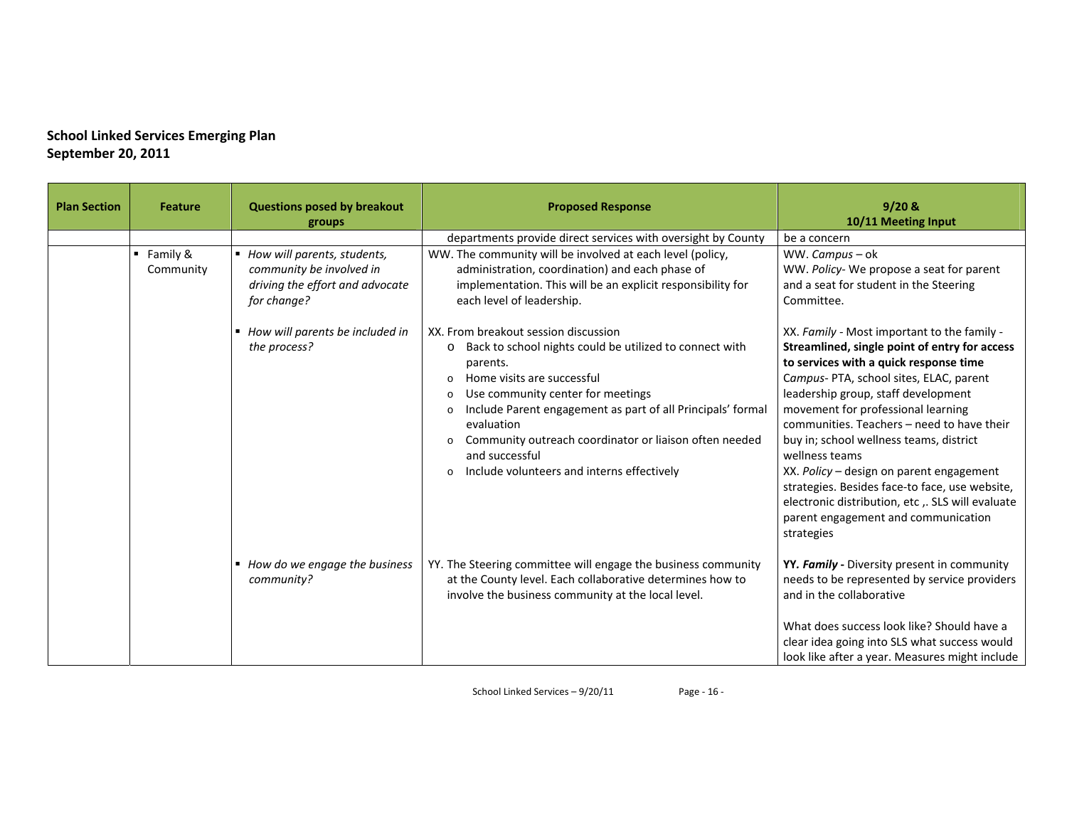**School Linked Services Emerging Plan**
**September 20, 2011**

| Plan Section | Feature | Questions posed by breakout groups | Proposed Response | 9/20 & 10/11 Meeting Input |
|---|---|---|---|---|
| | | | departments provide direct services with oversight by County | be a concern |
| | ▪ Family & Community | ▪ *How will parents, students, community be involved in driving the effort and advocate for change?* | WW. The community will be involved at each level (policy, administration, coordination) and each phase of implementation. This will be an explicit responsibility for each level of leadership. | WW. *Campus* – ok<br>WW. *Policy*- We propose a seat for parent and a seat for student in the Steering Committee. |
| | | ▪ *How will parents be included in the process?* | XX. From breakout session discussion<br>o Back to school nights could be utilized to connect with parents.<br>o Home visits are successful<br>o Use community center for meetings<br>o Include Parent engagement as part of all Principals' formal evaluation<br>o Community outreach coordinator or liaison often needed and successful<br>o Include volunteers and interns effectively | XX. *Family* - Most important to the family - **Streamlined, single point of entry for access to services with a quick response time**<br>*Campus*- PTA, school sites, ELAC, parent leadership group, staff development movement for professional learning communities. Teachers – need to have their buy in; school wellness teams, district wellness teams<br>XX. *Policy* – design on parent engagement strategies. Besides face-to face, use website, electronic distribution, etc ,. SLS will evaluate parent engagement and communication strategies |
| | | ▪ *How do we engage the business community?* | YY. The Steering committee will engage the business community at the County level. Each collaborative determines how to involve the business community at the local level. | **YY. *Family* -** Diversity present in community needs to be represented by service providers and in the collaborative<br><br>What does success look like? Should have a clear idea going into SLS what success would look like after a year. Measures might include |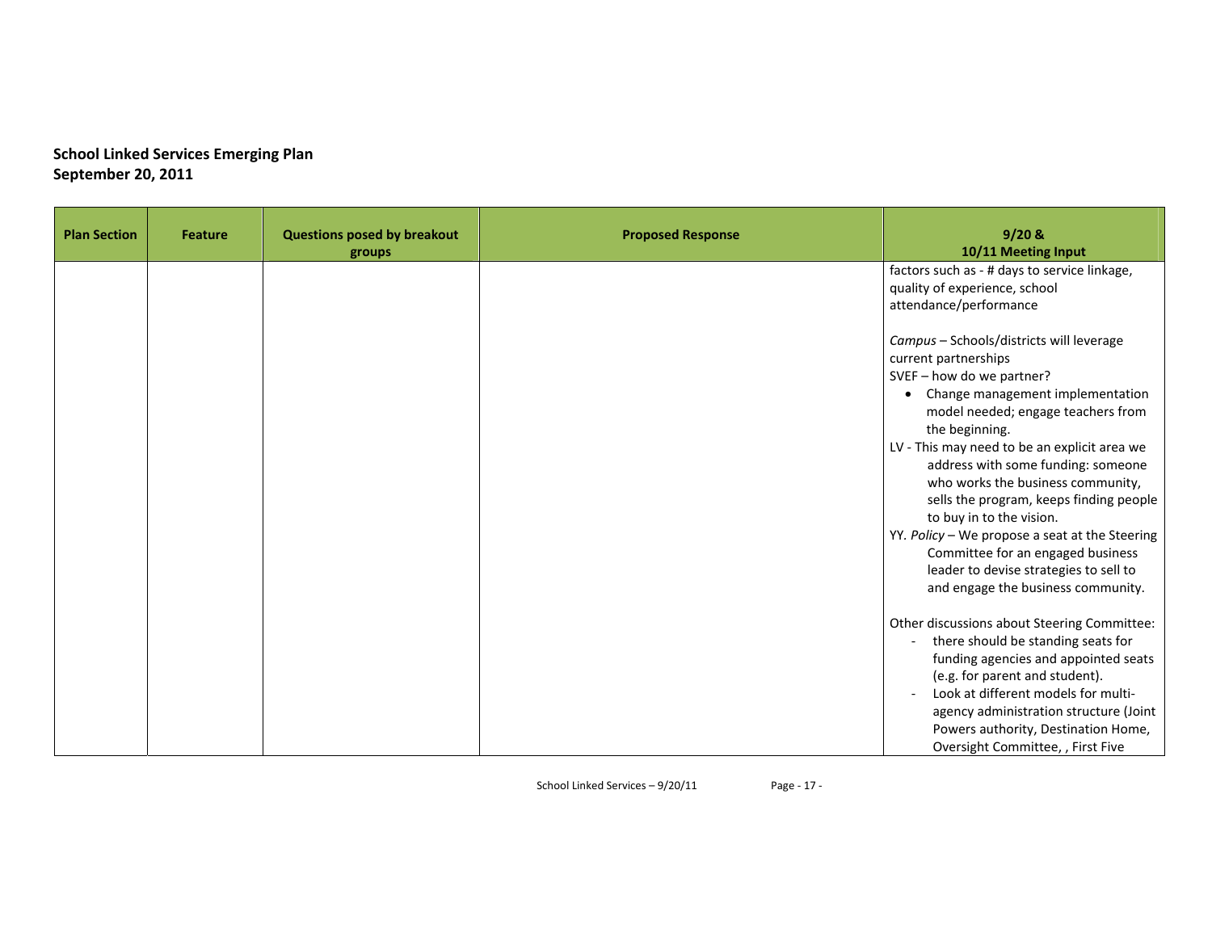**School Linked Services Emerging Plan**
**September 20, 2011**

| Plan Section | Feature | Questions posed by breakout groups | Proposed Response | 9/20 & 10/11 Meeting Input |
|---|---|---|---|---|
| | | | | factors such as - # days to service linkage, quality of experience, school attendance/performance<br><br>*Campus* – Schools/districts will leverage current partnerships<br>SVEF – how do we partner?<br>• Change management implementation model needed; engage teachers from the beginning.<br>LV - This may need to be an explicit area we address with some funding: someone who works the business community, sells the program, keeps finding people to buy in to the vision.<br>YY. *Policy* – We propose a seat at the Steering Committee for an engaged business leader to devise strategies to sell to and engage the business community.<br><br>Other discussions about Steering Committee:<br>- there should be standing seats for funding agencies and appointed seats (e.g. for parent and student).<br>- Look at different models for multi-agency administration structure (Joint Powers authority, Destination Home, Oversight Committee, , First Five |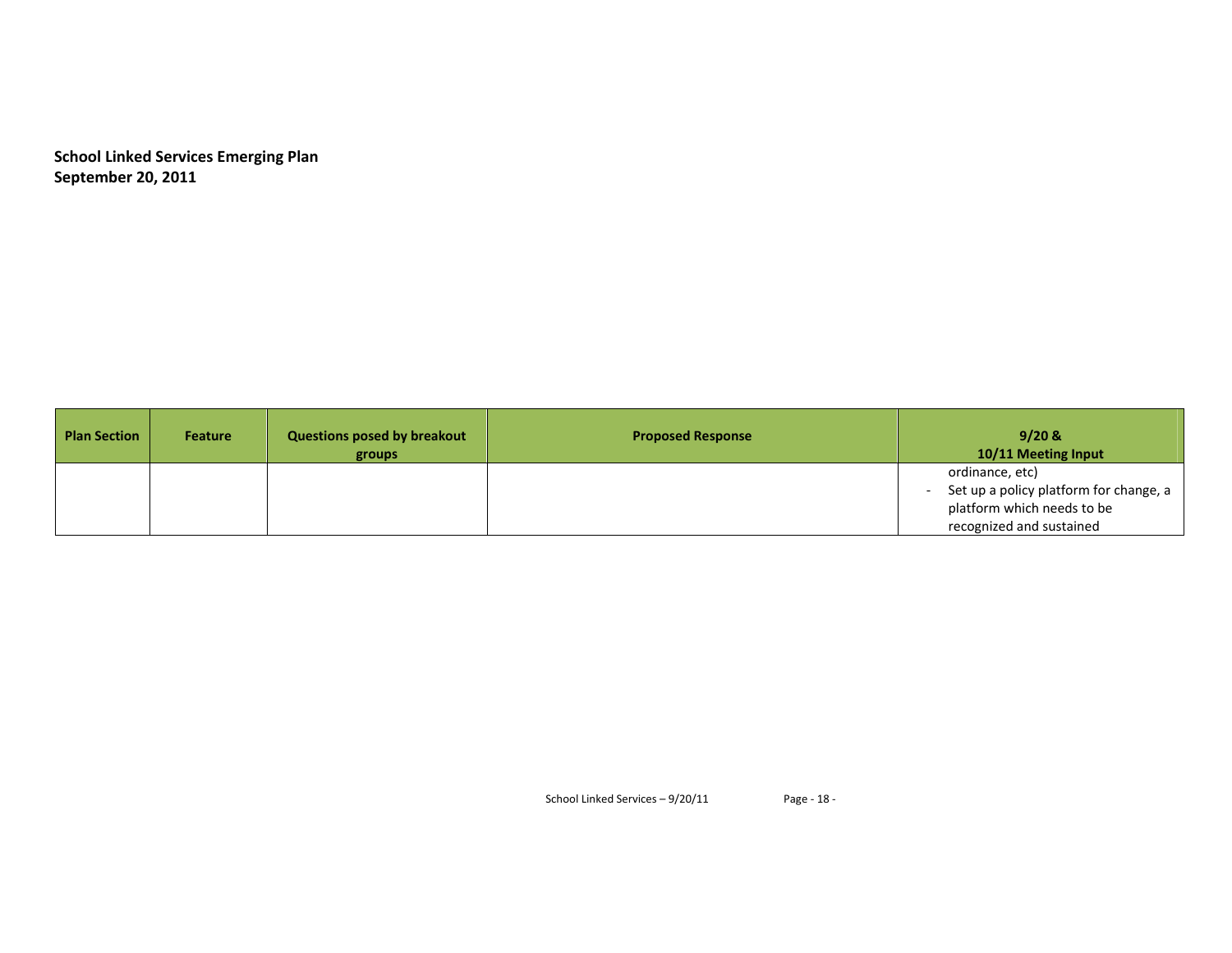**School Linked Services Emerging Plan**
**September 20, 2011**

| Plan Section | Feature | Questions posed by breakout groups | Proposed Response | 9/20 & 10/11 Meeting Input |
|---|---|---|---|---|
| | | | | ordinance, etc)<br>- Set up a policy platform for change, a platform which needs to be recognized and sustained |